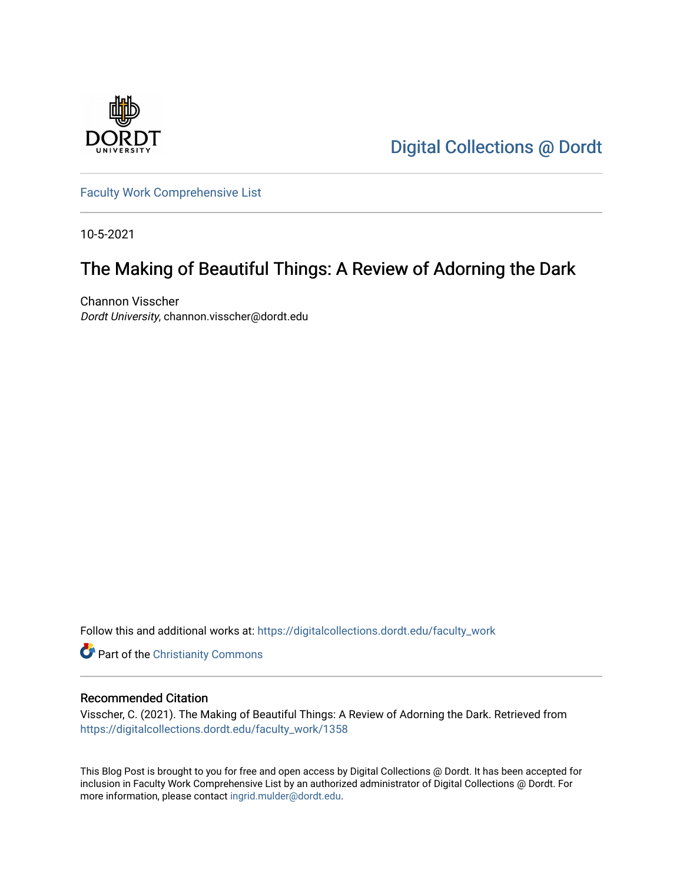Digital Collections @ Dordt

Faculty Work Comprehensive List

10-5-2021

# The Making of Beautiful Things: A Review of Adorning the Dark

Channon Visscher
*Dordt University*, channon.visscher@dordt.edu

Follow this and additional works at: https://digitalcollections.dordt.edu/faculty_work

Part of the Christianity Commons

## Recommended Citation

Visscher, C. (2021). The Making of Beautiful Things: A Review of Adorning the Dark. Retrieved from https://digitalcollections.dordt.edu/faculty_work/1358

This Blog Post is brought to you for free and open access by Digital Collections @ Dordt. It has been accepted for inclusion in Faculty Work Comprehensive List by an authorized administrator of Digital Collections @ Dordt. For more information, please contact ingrid.mulder@dordt.edu.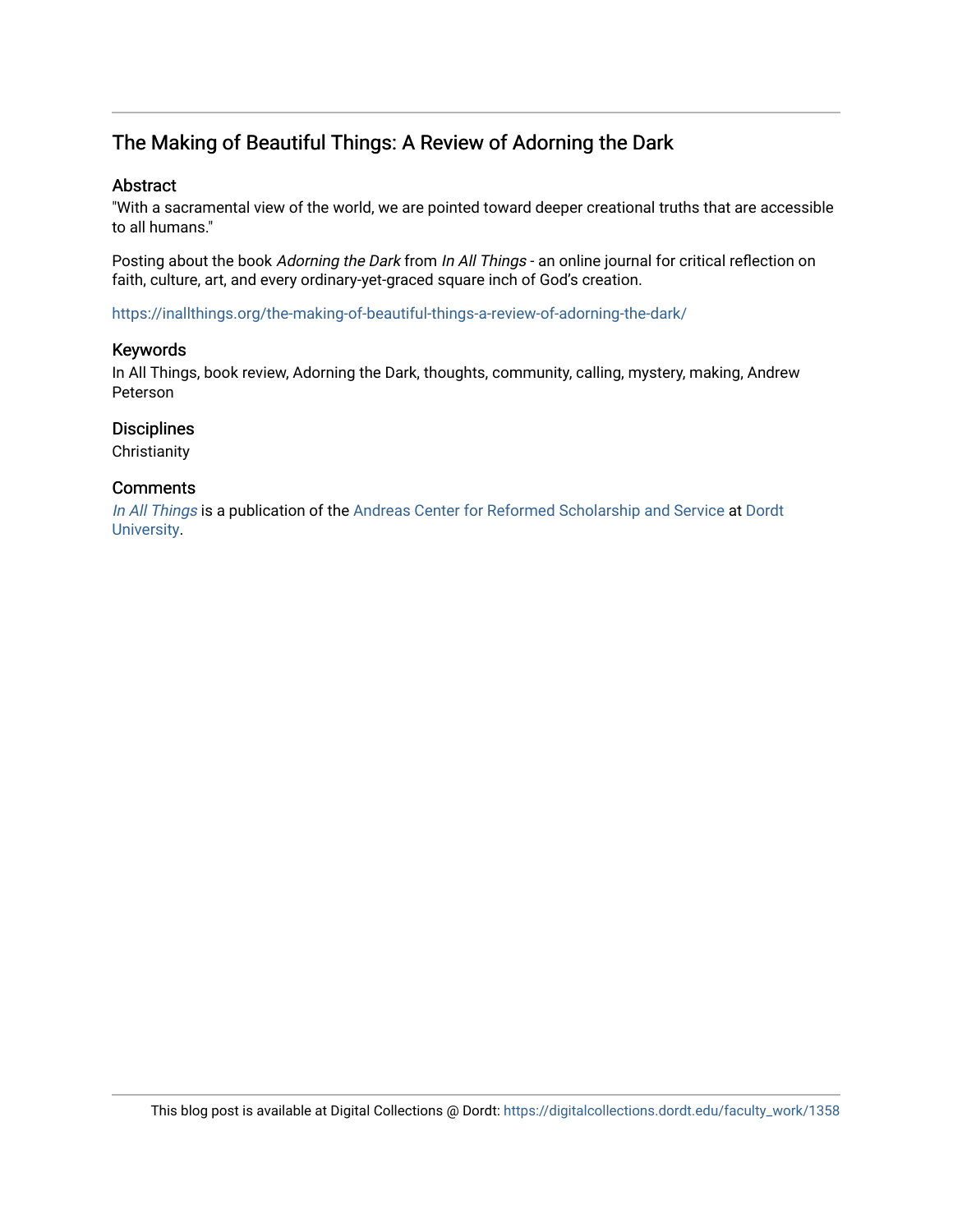# The Making of Beautiful Things: A Review of Adorning the Dark

## Abstract

"With a sacramental view of the world, we are pointed toward deeper creational truths that are accessible to all humans."

Posting about the book *Adorning the Dark* from *In All Things* - an online journal for critical reflection on faith, culture, art, and every ordinary-yet-graced square inch of God's creation.

https://inallthings.org/the-making-of-beautiful-things-a-review-of-adorning-the-dark/

## Keywords

In All Things, book review, Adorning the Dark, thoughts, community, calling, mystery, making, Andrew Peterson

## Disciplines

Christianity

## Comments

*In All Things* is a publication of the Andreas Center for Reformed Scholarship and Service at Dordt University.

This blog post is available at Digital Collections @ Dordt: https://digitalcollections.dordt.edu/faculty_work/1358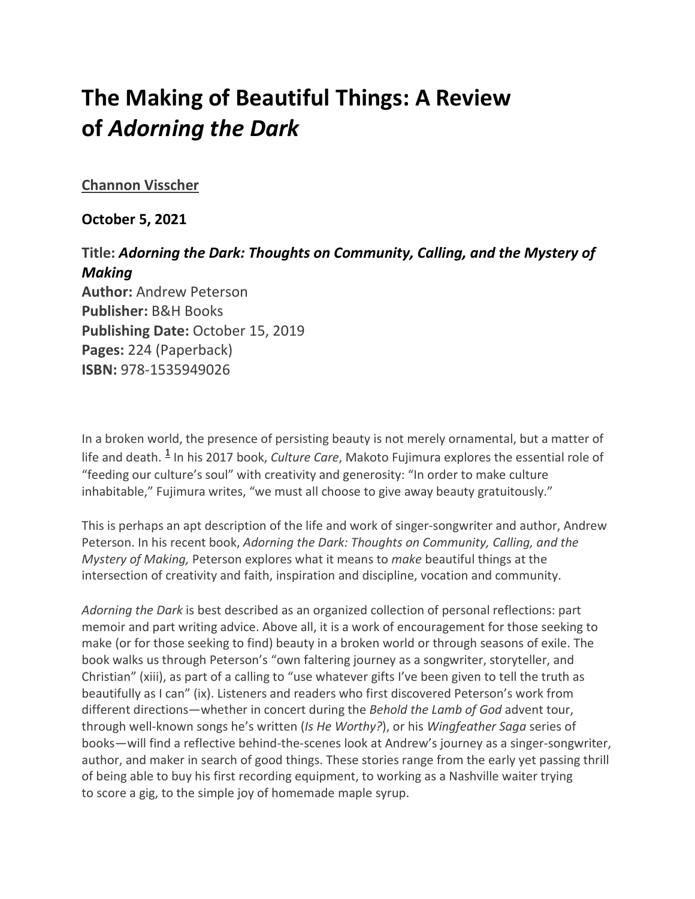# The Making of Beautiful Things: A Review of *Adorning the Dark*

**Channon Visscher**

**October 5, 2021**

**Title:** ***Adorning the Dark: Thoughts on Community, Calling, and the Mystery of Making***
**Author:** Andrew Peterson
**Publisher:** B&H Books
**Publishing Date:** October 15, 2019
**Pages:** 224 (Paperback)
**ISBN:** 978-1535949026

In a broken world, the presence of persisting beauty is not merely ornamental, but a matter of life and death. [1] In his 2017 book, *Culture Care*, Makoto Fujimura explores the essential role of "feeding our culture's soul" with creativity and generosity: "In order to make culture inhabitable," Fujimura writes, "we must all choose to give away beauty gratuitously."

This is perhaps an apt description of the life and work of singer-songwriter and author, Andrew Peterson. In his recent book, *Adorning the Dark: Thoughts on Community, Calling, and the Mystery of Making,* Peterson explores what it means to *make* beautiful things at the intersection of creativity and faith, inspiration and discipline, vocation and community.

*Adorning the Dark* is best described as an organized collection of personal reflections: part memoir and part writing advice. Above all, it is a work of encouragement for those seeking to make (or for those seeking to find) beauty in a broken world or through seasons of exile. The book walks us through Peterson's "own faltering journey as a songwriter, storyteller, and Christian" (xiii), as part of a calling to "use whatever gifts I've been given to tell the truth as beautifully as I can" (ix). Listeners and readers who first discovered Peterson's work from different directions—whether in concert during the *Behold the Lamb of God* advent tour, through well-known songs he's written (*Is He Worthy?*), or his *Wingfeather Saga* series of books—will find a reflective behind-the-scenes look at Andrew's journey as a singer-songwriter, author, and maker in search of good things. These stories range from the early yet passing thrill of being able to buy his first recording equipment, to working as a Nashville waiter trying to score a gig, to the simple joy of homemade maple syrup.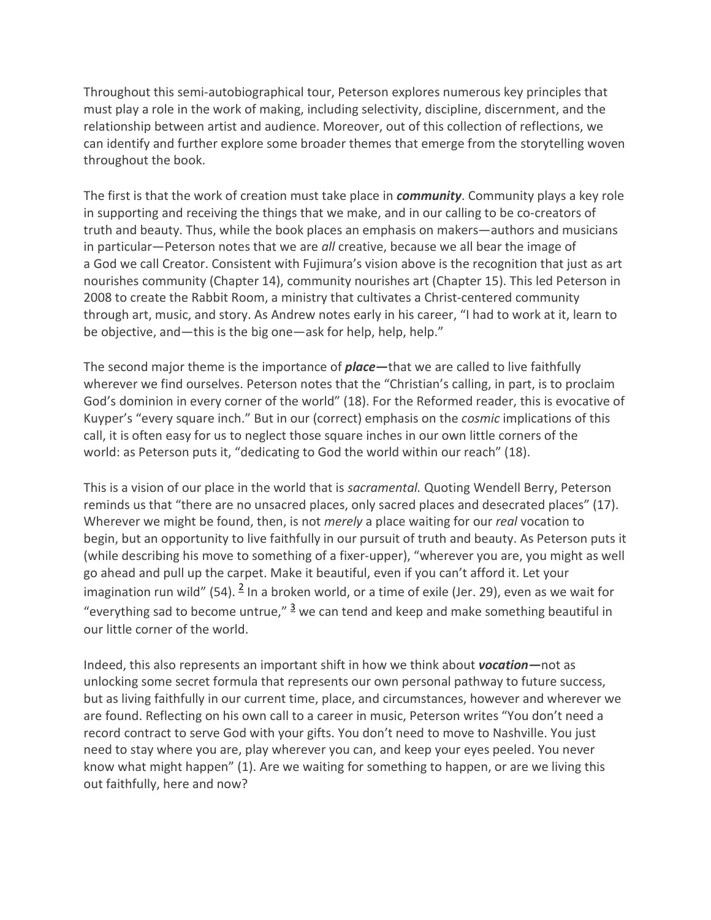Throughout this semi-autobiographical tour, Peterson explores numerous key principles that must play a role in the work of making, including selectivity, discipline, discernment, and the relationship between artist and audience. Moreover, out of this collection of reflections, we can identify and further explore some broader themes that emerge from the storytelling woven throughout the book.

The first is that the work of creation must take place in ***community***. Community plays a key role in supporting and receiving the things that we make, and in our calling to be co-creators of truth and beauty. Thus, while the book places an emphasis on makers—authors and musicians in particular—Peterson notes that we are *all* creative, because we all bear the image of a God we call Creator. Consistent with Fujimura's vision above is the recognition that just as art nourishes community (Chapter 14), community nourishes art (Chapter 15). This led Peterson in 2008 to create the Rabbit Room, a ministry that cultivates a Christ-centered community through art, music, and story. As Andrew notes early in his career, "I had to work at it, learn to be objective, and—this is the big one—ask for help, help, help."

The second major theme is the importance of ***place—***that we are called to live faithfully wherever we find ourselves. Peterson notes that the "Christian's calling, in part, is to proclaim God's dominion in every corner of the world" (18). For the Reformed reader, this is evocative of Kuyper's "every square inch." But in our (correct) emphasis on the *cosmic* implications of this call, it is often easy for us to neglect those square inches in our own little corners of the world: as Peterson puts it, "dedicating to God the world within our reach" (18).

This is a vision of our place in the world that is *sacramental.* Quoting Wendell Berry, Peterson reminds us that "there are no unsacred places, only sacred places and desecrated places" (17). Wherever we might be found, then, is not *merely* a place waiting for our *real* vocation to begin, but an opportunity to live faithfully in our pursuit of truth and beauty. As Peterson puts it (while describing his move to something of a fixer-upper), "wherever you are, you might as well go ahead and pull up the carpet. Make it beautiful, even if you can't afford it. Let your imagination run wild" (54). [2] In a broken world, or a time of exile (Jer. 29), even as we wait for "everything sad to become untrue," [3] we can tend and keep and make something beautiful in our little corner of the world.

Indeed, this also represents an important shift in how we think about ***vocation—***not as unlocking some secret formula that represents our own personal pathway to future success, but as living faithfully in our current time, place, and circumstances, however and wherever we are found. Reflecting on his own call to a career in music, Peterson writes "You don't need a record contract to serve God with your gifts. You don't need to move to Nashville. You just need to stay where you are, play wherever you can, and keep your eyes peeled. You never know what might happen" (1). Are we waiting for something to happen, or are we living this out faithfully, here and now?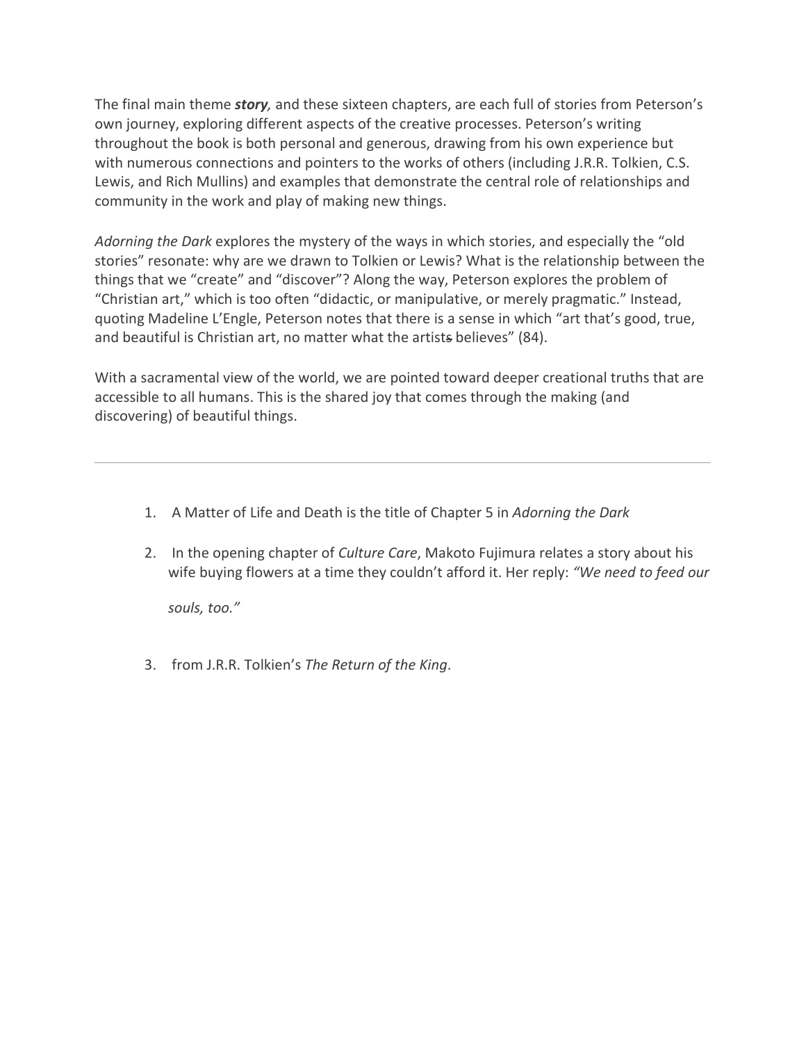The final main theme ***story**,* and these sixteen chapters, are each full of stories from Peterson's own journey, exploring different aspects of the creative processes. Peterson's writing throughout the book is both personal and generous, drawing from his own experience but with numerous connections and pointers to the works of others (including J.R.R. Tolkien, C.S. Lewis, and Rich Mullins) and examples that demonstrate the central role of relationships and community in the work and play of making new things.

*Adorning the Dark* explores the mystery of the ways in which stories, and especially the "old stories" resonate: why are we drawn to Tolkien or Lewis? What is the relationship between the things that we "create" and "discover"? Along the way, Peterson explores the problem of "Christian art," which is too often "didactic, or manipulative, or merely pragmatic." Instead, quoting Madeline L'Engle, Peterson notes that there is a sense in which "art that's good, true, and beautiful is Christian art, no matter what the artists believes" (84).

With a sacramental view of the world, we are pointed toward deeper creational truths that are accessible to all humans. This is the shared joy that comes through the making (and discovering) of beautiful things.

---

1. A Matter of Life and Death is the title of Chapter 5 in *Adorning the Dark*
2. In the opening chapter of *Culture Care*, Makoto Fujimura relates a story about his wife buying flowers at a time they couldn't afford it. Her reply: *"We need to feed our souls, too."*
3. from J.R.R. Tolkien's *The Return of the King*.